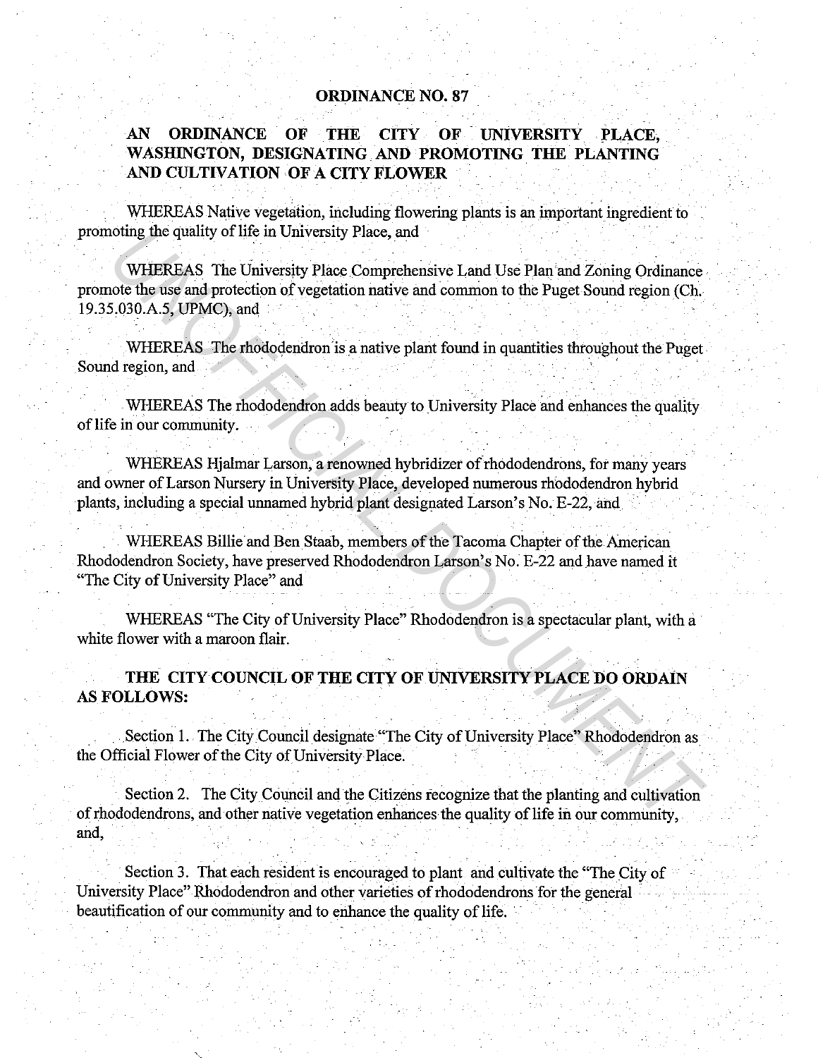# ORDINANCE NO. 87

## AN ORDINANCE OF THE CITY OF UNIVERSITY PLACE, WASHINGTON, DESIGNATING AND PROMOTING THE PLANTING AND CULTIVATION OF A CITY FLOWER

WHEREAS Native vegetation, including flowering plants is an important ingredient to promoting the quality of life in University Place, and

WHEREAS The University Place Comprehensive Land Use Plan and Zoning Ordinance promote the use and protection of vegetation native and common to the Puget Sound region (Ch. 19.35.030.A.5, UPMC), and

WHEREAS The rhododendron is a native plant found in quantities throughout the Puget Sound region, and

WHEREAS The rhododendron adds beauty to University Place and enhances the quality of life in our community.

WHEREAS Hjalmar Larson, a renowned hybridizer of rhododendrons, for many years and owner of Larson Nursery in University Place, developed numerous rhododendron hybrid plants, including a special unnamed hybrid plant designated Larson's No. E-22, and

WHEREAS Billie and Ben Staab, members of the Tacoma Chapter of the American Rhododendron Society, have preserved Rhododendron Larson's No. E-22 and have named it "The City of University Place" and

WHEREAS "The City of University Place" Rhododendron is a spectacular plant, with a white flower with a maroon flair.

**THE CITY COUNCIL OF THE CITY OF UNIVERSITY PLACE DO ORDAIN AS FOLLOWS:**

Section 1. The City Council designate "The City of University Place" Rhododendron as the Official Flower of the City of University Place.

Section 2. The City Council and the Citizens recognize that the planting and cultivation of rhododendrons, and other native vegetation enhances the quality of life in our community, and,

Section 3. That each resident is encouraged to plant and cultivate the "The City of University Place" Rhododendron and other varieties of rhododendrons for the general beautification of our community and to enhance the quality of life.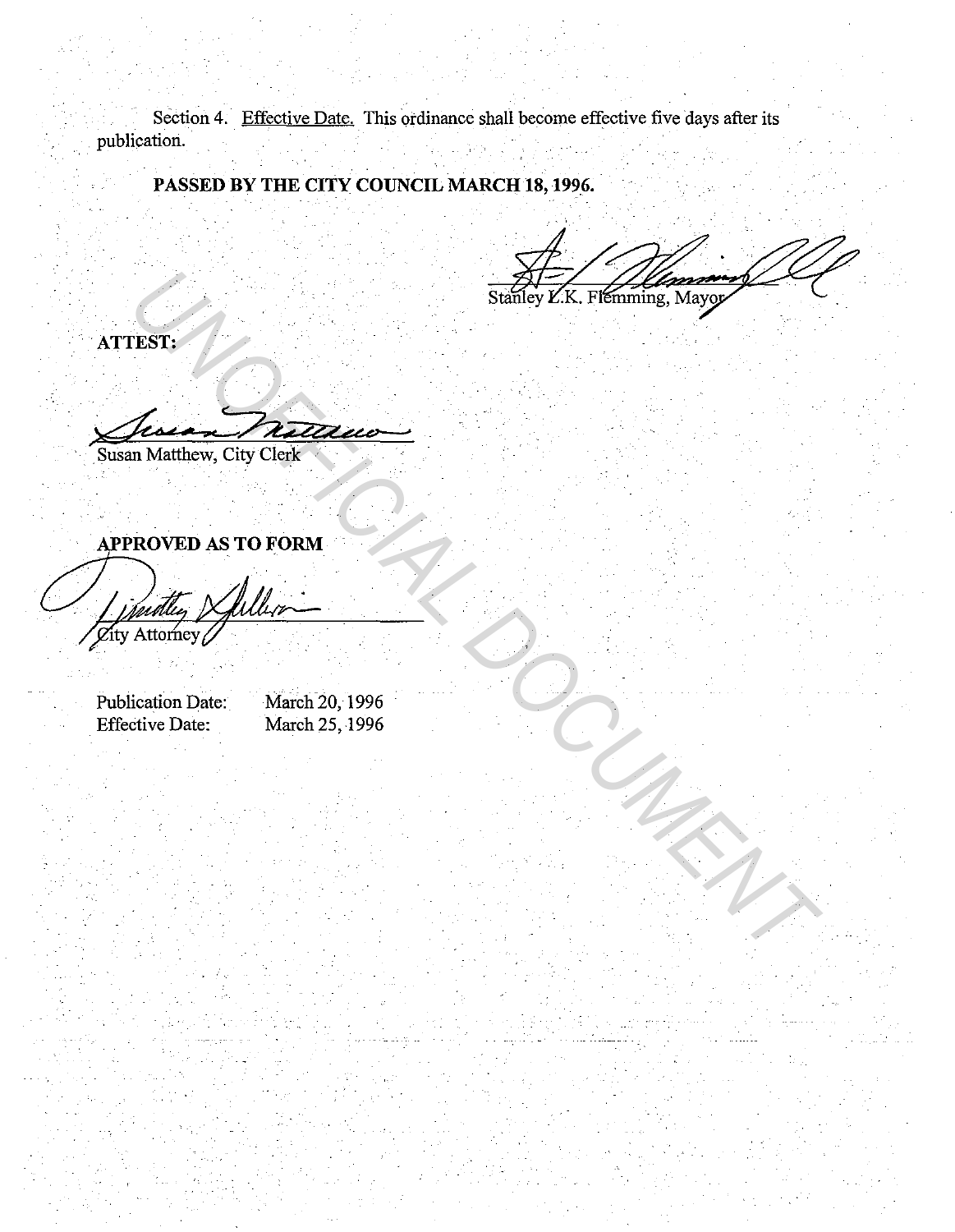Section 4. Effective Date. This ordinance shall become effective five days after its publication.

**PASSED BY THE CITY COUNCIL MARCH 18, 1996.**

Stanley L.K. Flemming, Mayor

**ATTEST:**

Susan Matthew, City Clerk

**APPROVED AS TO FORM**

City Attorney

Publication Date: March 20, 1996
Effective Date: March 25, 1996